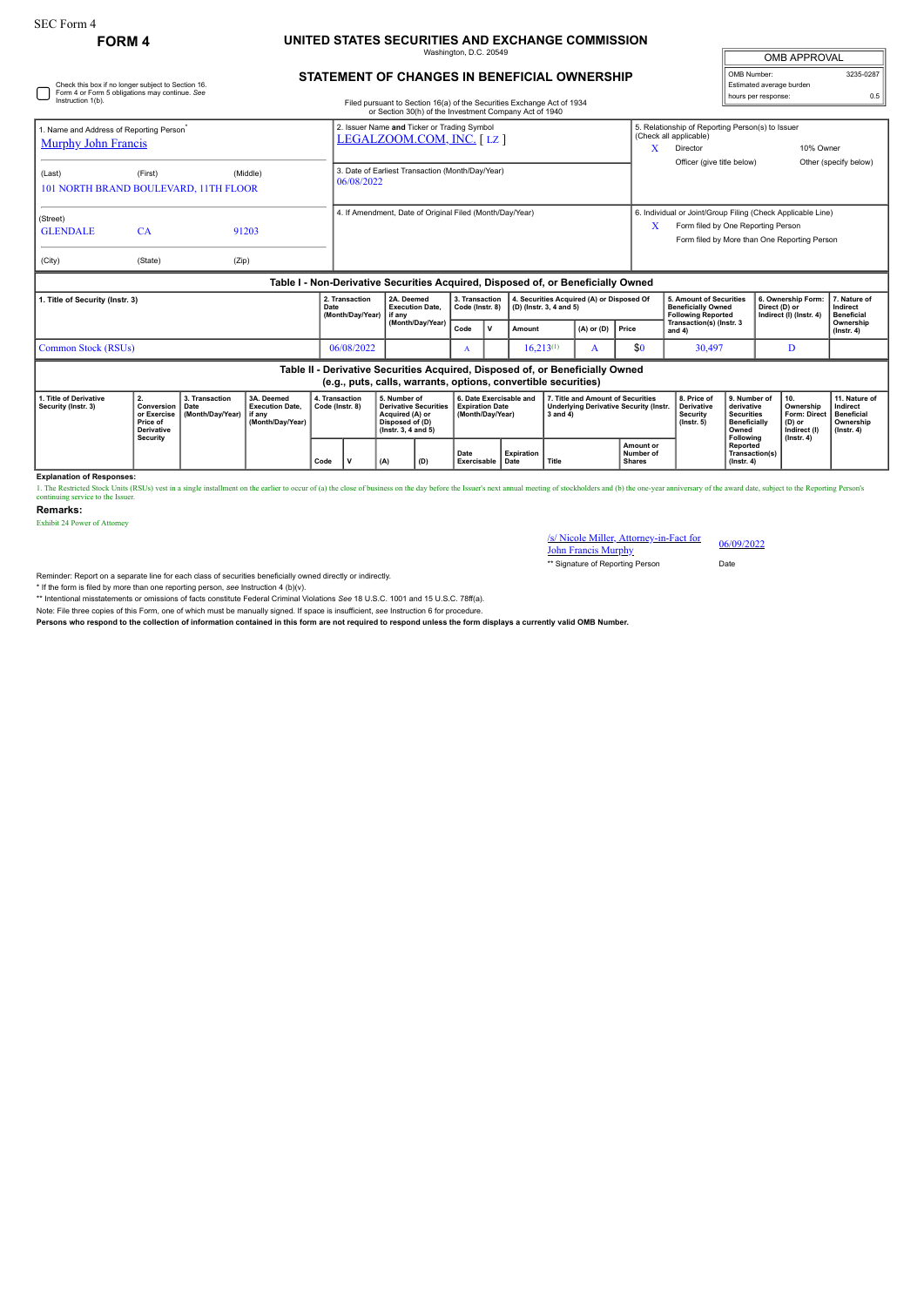SEC Form 4

**FORM 4**

# UNITED STATES SECURITIES AND EXCHANGE COMMISSION

Washington, D.C. 20549

## STATEMENT OF CHANGES IN BENEFICIAL OWNERSHIP

Filed pursuant to Section 16(a) of the Securities Exchange Act of 1934 or Section 30(h) of the Investment Company Act of 1940

| OMB APPROVAL | |
|---|---|
| OMB Number: | 3235-0287 |
| Estimated average burden hours per response: | 0.5 |

☐ Check this box if no longer subject to Section 16. Form 4 or Form 5 obligations may continue. *See* Instruction 1(b).

1. Name and Address of Reporting Person*
Murphy John Francis

(Last) (First) (Middle)
101 NORTH BRAND BOULEVARD, 11TH FLOOR

(Street)
GLENDALE CA 91203

(City) (State) (Zip)

2. Issuer Name **and** Ticker or Trading Symbol
LEGALZOOM.COM, INC. [ LZ ]

3. Date of Earliest Transaction (Month/Day/Year)
06/08/2022

4. If Amendment, Date of Original Filed (Month/Day/Year)

5. Relationship of Reporting Person(s) to Issuer (Check all applicable)
X Director
10% Owner
Officer (give title below)
Other (specify below)

6. Individual or Joint/Group Filing (Check Applicable Line)
X Form filed by One Reporting Person
Form filed by More than One Reporting Person

**Table I - Non-Derivative Securities Acquired, Disposed of, or Beneficially Owned**

| 1. Title of Security (Instr. 3) | 2. Transaction Date (Month/Day/Year) | 2A. Deemed Execution Date, if any (Month/Day/Year) | 3. Transaction Code (Instr. 8) | | 4. Securities Acquired (A) or Disposed Of (D) (Instr. 3, 4 and 5) | | | 5. Amount of Securities Beneficially Owned Following Reported Transaction(s) (Instr. 3 and 4) | 6. Ownership Form: Direct (D) or Indirect (I) (Instr. 4) | 7. Nature of Indirect Beneficial Ownership (Instr. 4) |
|---|---|---|---|---|---|---|---|---|---|---|
| | | | Code | V | Amount | (A) or (D) | Price | | | |
| Common Stock (RSUs) | 06/08/2022 | | A | | 16,213[(1)] | A | $0 | 30,497 | D | |

**Table II - Derivative Securities Acquired, Disposed of, or Beneficially Owned (e.g., puts, calls, warrants, options, convertible securities)**

| 1. Title of Derivative Security (Instr. 3) | 2. Conversion or Exercise Price of Derivative Security | 3. Transaction Date (Month/Day/Year) | 3A. Deemed Execution Date, if any (Month/Day/Year) | 4. Transaction Code (Instr. 8) | | 5. Number of Derivative Securities Acquired (A) or Disposed of (D) (Instr. 3, 4 and 5) | | 6. Date Exercisable and Expiration Date (Month/Day/Year) | | 7. Title and Amount of Securities Underlying Derivative Security (Instr. 3 and 4) | | 8. Price of Derivative Security (Instr. 5) | 9. Number of derivative Securities Beneficially Owned Following Reported Transaction(s) (Instr. 4) | 10. Ownership Form: Direct (D) or Indirect (I) (Instr. 4) | 11. Nature of Indirect Beneficial Ownership (Instr. 4) |
|---|---|---|---|---|---|---|---|---|---|---|---|---|---|---|---|
| | | | | Code | V | (A) | (D) | Date Exercisable | Expiration Date | Title | Amount or Number of Shares | | | | |

**Explanation of Responses:**

1. The Restricted Stock Units (RSUs) vest in a single installment on the earlier to occur of (a) the close of business on the day before the Issuer's next annual meeting of stockholders and (b) the one-year anniversary of the award date, subject to the Reporting Person's continuing service to the Issuer.

**Remarks:**

Exhibit 24 Power of Attorney

/s/ Nicole Miller, Attorney-in-Fact for John Francis Murphy — 06/09/2022

** Signature of Reporting Person — Date

Reminder: Report on a separate line for each class of securities beneficially owned directly or indirectly.

* If the form is filed by more than one reporting person, *see* Instruction 4 (b)(v).

** Intentional misstatements or omissions of facts constitute Federal Criminal Violations *See* 18 U.S.C. 1001 and 15 U.S.C. 78ff(a).

Note: File three copies of this Form, one of which must be manually signed. If space is insufficient, *see* Instruction 6 for procedure.

**Persons who respond to the collection of information contained in this form are not required to respond unless the form displays a currently valid OMB Number.**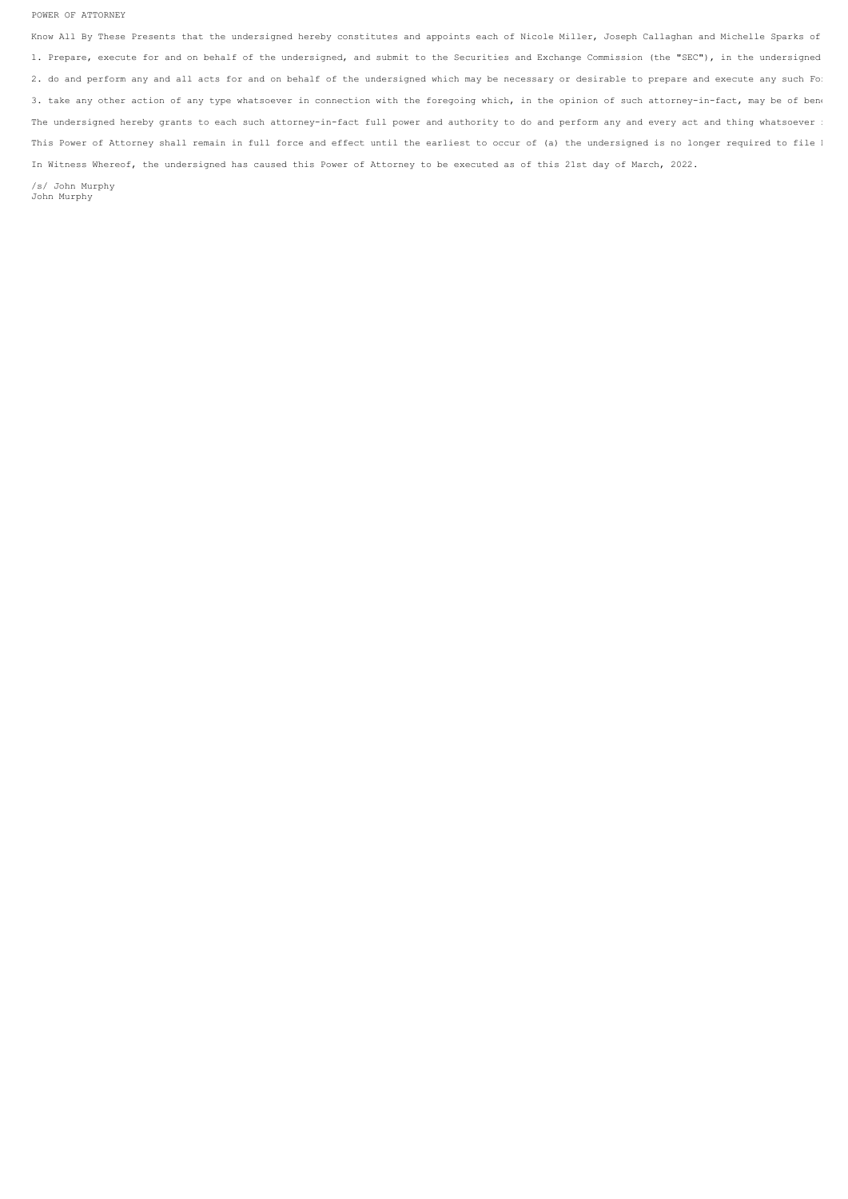POWER OF ATTORNEY

Know All By These Presents that the undersigned hereby constitutes and appoints each of Nicole Miller, Joseph Callaghan and Michelle Sparks of

1. Prepare, execute for and on behalf of the undersigned, and submit to the Securities and Exchange Commission (the "SEC"), in the undersigned

2. do and perform any and all acts for and on behalf of the undersigned which may be necessary or desirable to prepare and execute any such Fo

3. take any other action of any type whatsoever in connection with the foregoing which, in the opinion of such attorney-in-fact, may be of ben

The undersigned hereby grants to each such attorney-in-fact full power and authority to do and perform any and every act and thing whatsoever

This Power of Attorney shall remain in full force and effect until the earliest to occur of (a) the undersigned is no longer required to file

In Witness Whereof, the undersigned has caused this Power of Attorney to be executed as of this 21st day of March, 2022.

/s/ John Murphy
John Murphy